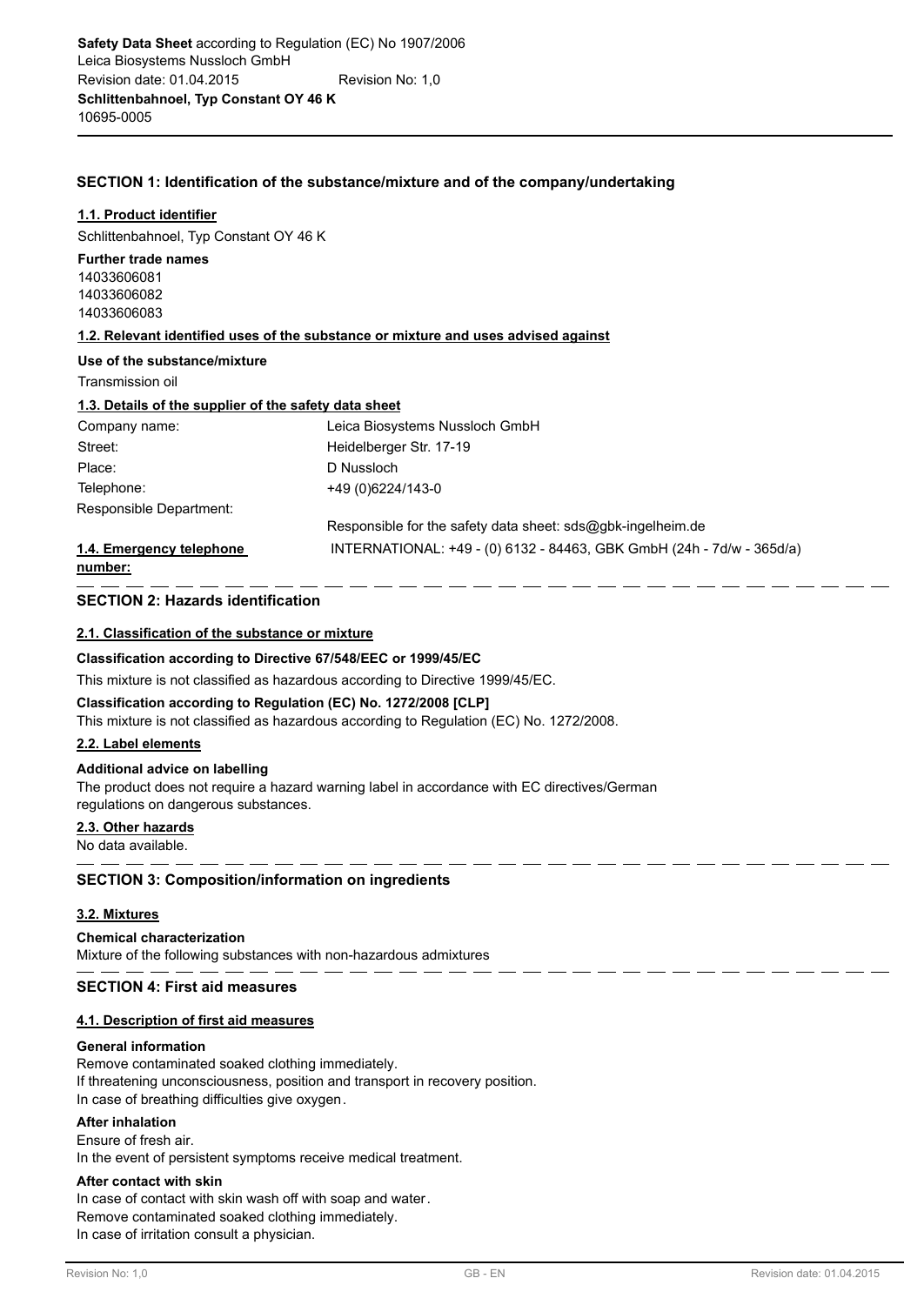**Safety Data Sheet** according to Regulation (EC) No 1907/2006
Leica Biosystems Nussloch GmbH
Revision date: 01.04.2015 Revision No: 1,0
**Schlittenbahnoel, Typ Constant OY 46 K**
10695-0005

## SECTION 1: Identification of the substance/mixture and of the company/undertaking

### 1.1. Product identifier

Schlittenbahnoel, Typ Constant OY 46 K

**Further trade names**
14033606081
14033606082
14033606083

### 1.2. Relevant identified uses of the substance or mixture and uses advised against

**Use of the substance/mixture**

Transmission oil

### 1.3. Details of the supplier of the safety data sheet

| | |
|---|---|
| Company name: | Leica Biosystems Nussloch GmbH |
| Street: | Heidelberger Str. 17-19 |
| Place: | D Nussloch |
| Telephone: | +49 (0)6224/143-0 |
| Responsible Department: | |
| | Responsible for the safety data sheet: sds@gbk-ingelheim.de |

**1.4. Emergency telephone number:** INTERNATIONAL: +49 - (0) 6132 - 84463, GBK GmbH (24h - 7d/w - 365d/a)

## SECTION 2: Hazards identification

### 2.1. Classification of the substance or mixture

**Classification according to Directive 67/548/EEC or 1999/45/EC**

This mixture is not classified as hazardous according to Directive 1999/45/EC.

**Classification according to Regulation (EC) No. 1272/2008 [CLP]**

This mixture is not classified as hazardous according to Regulation (EC) No. 1272/2008.

### 2.2. Label elements

**Additional advice on labelling**

The product does not require a hazard warning label in accordance with EC directives/German regulations on dangerous substances.

### 2.3. Other hazards

No data available.

## SECTION 3: Composition/information on ingredients

### 3.2. Mixtures

**Chemical characterization**

Mixture of the following substances with non-hazardous admixtures

## SECTION 4: First aid measures

### 4.1. Description of first aid measures

**General information**

Remove contaminated soaked clothing immediately.
If threatening unconsciousness, position and transport in recovery position.
In case of breathing difficulties give oxygen.

**After inhalation**

Ensure of fresh air.
In the event of persistent symptoms receive medical treatment.

**After contact with skin**

In case of contact with skin wash off with soap and water.
Remove contaminated soaked clothing immediately.
In case of irritation consult a physician.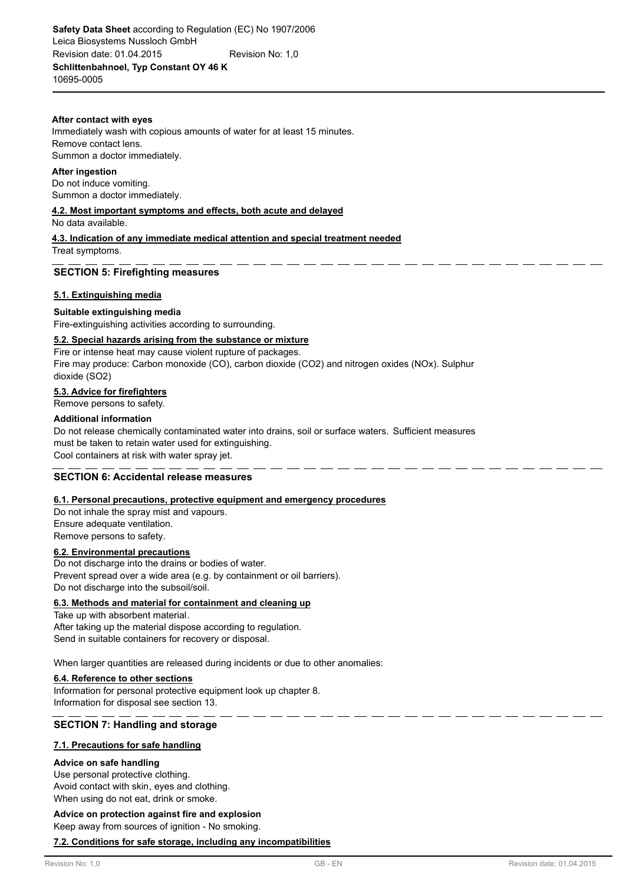**After contact with eyes**

Immediately wash with copious amounts of water for at least 15 minutes.
Remove contact lens.
Summon a doctor immediately.

**After ingestion**

Do not induce vomiting.
Summon a doctor immediately.

**4.2. Most important symptoms and effects, both acute and delayed**

No data available.

**4.3. Indication of any immediate medical attention and special treatment needed**

Treat symptoms.

## SECTION 5: Firefighting measures

**5.1. Extinguishing media**

**Suitable extinguishing media**

Fire-extinguishing activities according to surrounding.

**5.2. Special hazards arising from the substance or mixture**

Fire or intense heat may cause violent rupture of packages.
Fire may produce: Carbon monoxide (CO), carbon dioxide ($CO_2$) and nitrogen oxides ($NO_x$). Sulphur dioxide ($SO_2$)

**5.3. Advice for firefighters**

Remove persons to safety.

**Additional information**

Do not release chemically contaminated water into drains, soil or surface waters. Sufficient measures must be taken to retain water used for extinguishing.
Cool containers at risk with water spray jet.

## SECTION 6: Accidental release measures

**6.1. Personal precautions, protective equipment and emergency procedures**

Do not inhale the spray mist and vapours.
Ensure adequate ventilation.
Remove persons to safety.

**6.2. Environmental precautions**

Do not discharge into the drains or bodies of water.
Prevent spread over a wide area (e.g. by containment or oil barriers).
Do not discharge into the subsoil/soil.

**6.3. Methods and material for containment and cleaning up**

Take up with absorbent material.
After taking up the material dispose according to regulation.
Send in suitable containers for recovery or disposal.

When larger quantities are released during incidents or due to other anomalies:

**6.4. Reference to other sections**

Information for personal protective equipment look up chapter 8.
Information for disposal see section 13.

## SECTION 7: Handling and storage

**7.1. Precautions for safe handling**

**Advice on safe handling**

Use personal protective clothing.
Avoid contact with skin, eyes and clothing.
When using do not eat, drink or smoke.

**Advice on protection against fire and explosion**

Keep away from sources of ignition - No smoking.

**7.2. Conditions for safe storage, including any incompatibilities**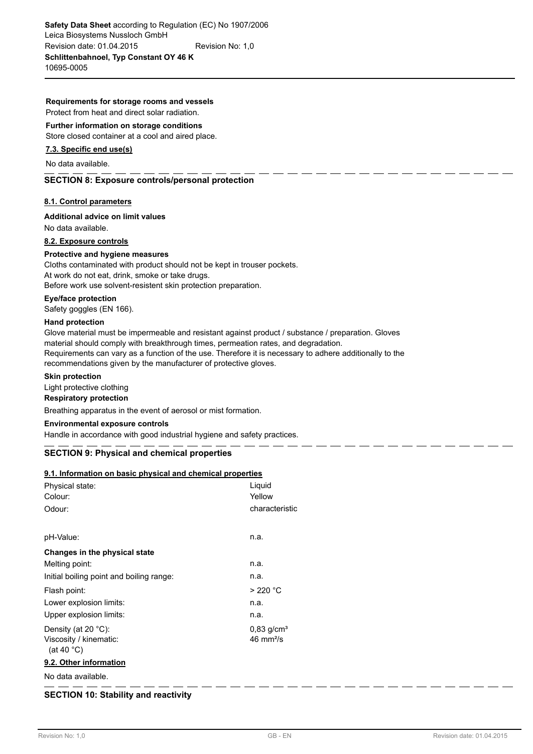**Requirements for storage rooms and vessels**

Protect from heat and direct solar radiation.

**Further information on storage conditions**

Store closed container at a cool and aired place.

**7.3. Specific end use(s)**

No data available.

## SECTION 8: Exposure controls/personal protection

**8.1. Control parameters**

**Additional advice on limit values**

No data available.

**8.2. Exposure controls**

**Protective and hygiene measures**

Cloths contaminated with product should not be kept in trouser pockets.
At work do not eat, drink, smoke or take drugs.
Before work use solvent-resistent skin protection preparation.

**Eye/face protection**

Safety goggles (EN 166).

**Hand protection**

Glove material must be impermeable and resistant against product / substance / preparation. Gloves material should comply with breakthrough times, permeation rates, and degradation.
Requirements can vary as a function of the use. Therefore it is necessary to adhere additionally to the recommendations given by the manufacturer of protective gloves.

**Skin protection**

Light protective clothing

**Respiratory protection**

Breathing apparatus in the event of aerosol or mist formation.

**Environmental exposure controls**

Handle in accordance with good industrial hygiene and safety practices.

## SECTION 9: Physical and chemical properties

**9.1. Information on basic physical and chemical properties**

| | |
|---|---|
| Physical state: | Liquid |
| Colour: | Yellow |
| Odour: | characteristic |
| pH-Value: | n.a. |
| **Changes in the physical state** | |
| Melting point: | n.a. |
| Initial boiling point and boiling range: | n.a. |
| Flash point: | > 220 °C |
| Lower explosion limits: | n.a. |
| Upper explosion limits: | n.a. |
| Density (at 20 °C): | 0,83 g/cm³ |
| Viscosity / kinematic: (at 40 °C) | 46 mm²/s |

**9.2. Other information**

No data available.

## SECTION 10: Stability and reactivity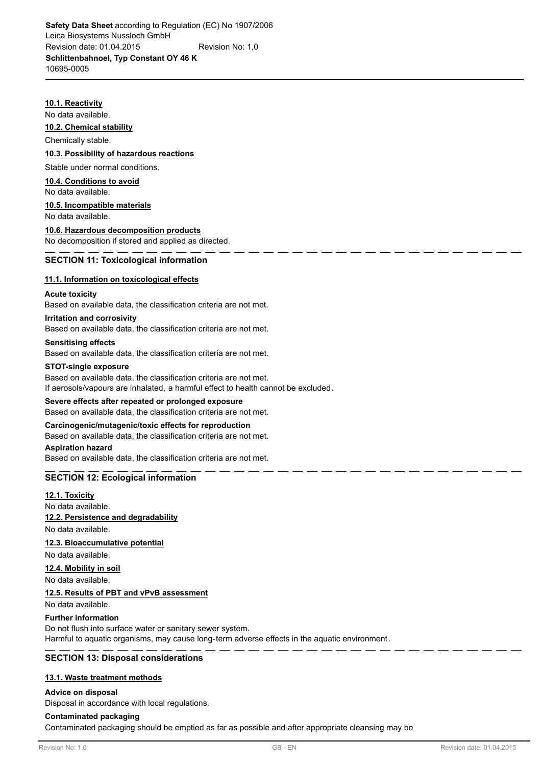#### 10.1. Reactivity

No data available.

#### 10.2. Chemical stability

Chemically stable.

#### 10.3. Possibility of hazardous reactions

Stable under normal conditions.

#### 10.4. Conditions to avoid

No data available.

#### 10.5. Incompatible materials

No data available.

#### 10.6. Hazardous decomposition products

No decomposition if stored and applied as directed.

## SECTION 11: Toxicological information

### 11.1. Information on toxicological effects

**Acute toxicity**

Based on available data, the classification criteria are not met.

**Irritation and corrosivity**

Based on available data, the classification criteria are not met.

**Sensitising effects**

Based on available data, the classification criteria are not met.

**STOT-single exposure**

Based on available data, the classification criteria are not met.
If aerosols/vapours are inhaled, a harmful effect to health cannot be excluded.

**Severe effects after repeated or prolonged exposure**

Based on available data, the classification criteria are not met.

**Carcinogenic/mutagenic/toxic effects for reproduction**

Based on available data, the classification criteria are not met.

**Aspiration hazard**

Based on available data, the classification criteria are not met.

## SECTION 12: Ecological information

### 12.1. Toxicity

No data available.

### 12.2. Persistence and degradability

No data available.

### 12.3. Bioaccumulative potential

No data available.

### 12.4. Mobility in soil

No data available.

### 12.5. Results of PBT and vPvB assessment

No data available.

**Further information**

Do not flush into surface water or sanitary sewer system.
Harmful to aquatic organisms, may cause long-term adverse effects in the aquatic environment.

## SECTION 13: Disposal considerations

### 13.1. Waste treatment methods

**Advice on disposal**

Disposal in accordance with local regulations.

**Contaminated packaging**

Contaminated packaging should be emptied as far as possible and after appropriate cleansing may be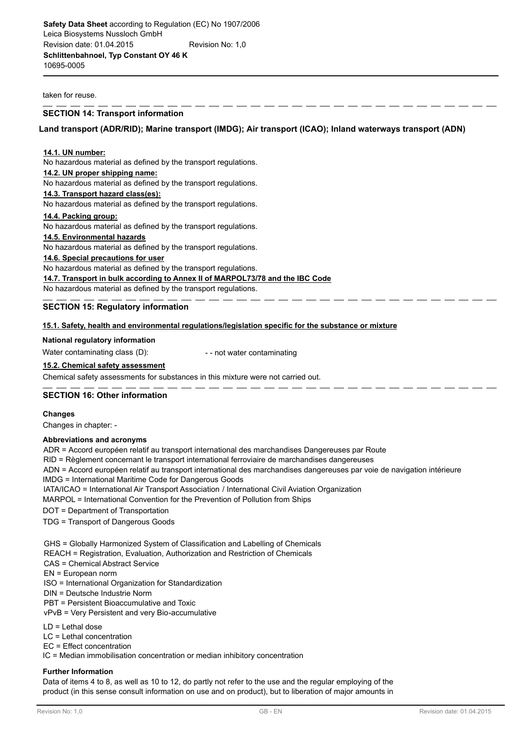taken for reuse.

## SECTION 14: Transport information

**Land transport (ADR/RID); Marine transport (IMDG); Air transport (ICAO); Inland waterways transport (ADN)**

**14.1. UN number:**

No hazardous material as defined by the transport regulations.

**14.2. UN proper shipping name:**

No hazardous material as defined by the transport regulations.

**14.3. Transport hazard class(es):**

No hazardous material as defined by the transport regulations.

**14.4. Packing group:**

No hazardous material as defined by the transport regulations.

**14.5. Environmental hazards**

No hazardous material as defined by the transport regulations.

**14.6. Special precautions for user**

No hazardous material as defined by the transport regulations.

**14.7. Transport in bulk according to Annex II of MARPOL73/78 and the IBC Code**

No hazardous material as defined by the transport regulations.

## SECTION 15: Regulatory information

**15.1. Safety, health and environmental regulations/legislation specific for the substance or mixture**

**National regulatory information**

Water contaminating class (D): - - not water contaminating

**15.2. Chemical safety assessment**

Chemical safety assessments for substances in this mixture were not carried out.

## SECTION 16: Other information

**Changes**

Changes in chapter: -

**Abbreviations and acronyms**

ADR = Accord européen relatif au transport international des marchandises Dangereuses par Route
RID = Règlement concernant le transport international ferroviaire de marchandises dangereuses
ADN = Accord européen relatif au transport international des marchandises dangereuses par voie de navigation intérieure
IMDG = International Maritime Code for Dangerous Goods
IATA/ICAO = International Air Transport Association / International Civil Aviation Organization
MARPOL = International Convention for the Prevention of Pollution from Ships
DOT = Department of Transportation
TDG = Transport of Dangerous Goods

GHS = Globally Harmonized System of Classification and Labelling of Chemicals
REACH = Registration, Evaluation, Authorization and Restriction of Chemicals
CAS = Chemical Abstract Service
EN = European norm
ISO = International Organization for Standardization
DIN = Deutsche Industrie Norm
PBT = Persistent Bioaccumulative and Toxic
vPvB = Very Persistent and very Bio-accumulative

LD = Lethal dose
LC = Lethal concentration
EC = Effect concentration
IC = Median immobilisation concentration or median inhibitory concentration

**Further Information**

Data of items 4 to 8, as well as 10 to 12, do partly not refer to the use and the regular employing of the product (in this sense consult information on use and on product), but to liberation of major amounts in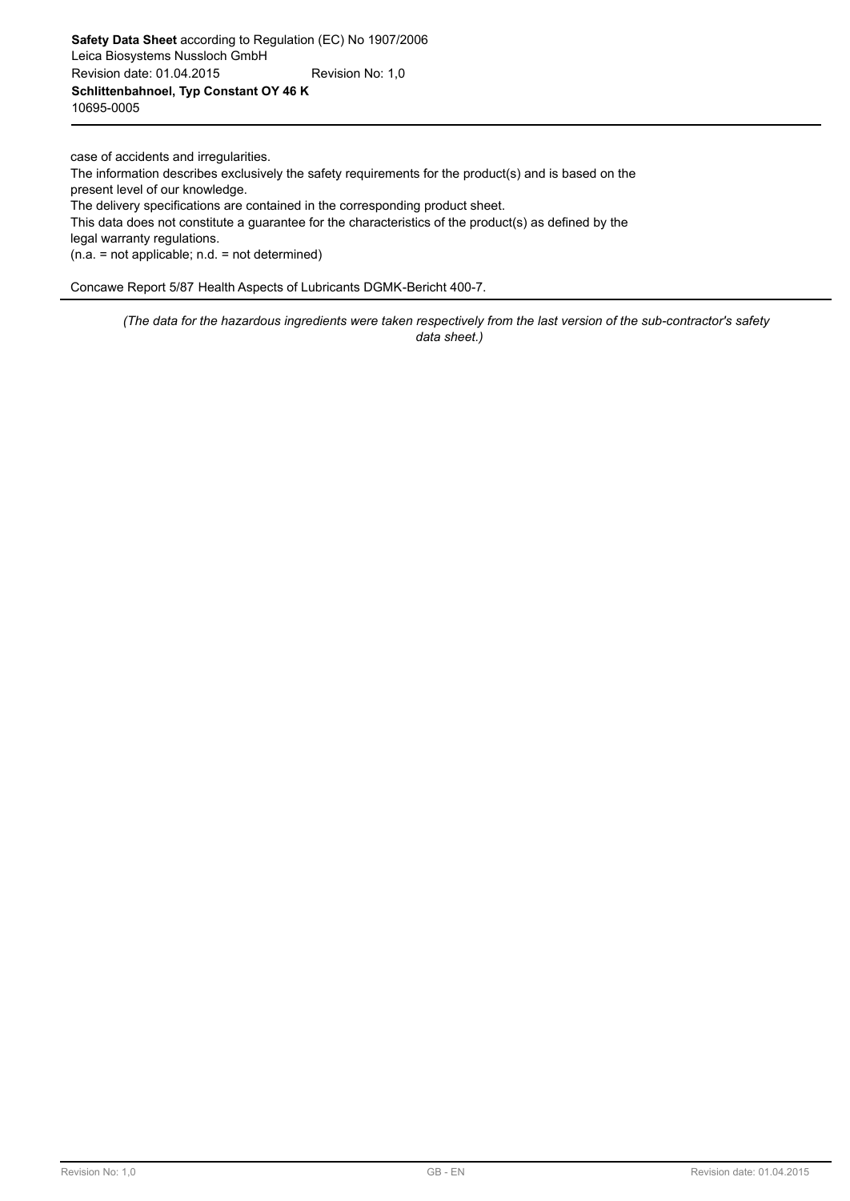case of accidents and irregularities.
The information describes exclusively the safety requirements for the product(s) and is based on the present level of our knowledge.
The delivery specifications are contained in the corresponding product sheet.
This data does not constitute a guarantee for the characteristics of the product(s) as defined by the legal warranty regulations.
(n.a. = not applicable; n.d. = not determined)

Concawe Report 5/87 Health Aspects of Lubricants DGMK-Bericht 400-7.

*(The data for the hazardous ingredients were taken respectively from the last version of the sub-contractor's safety data sheet.)*